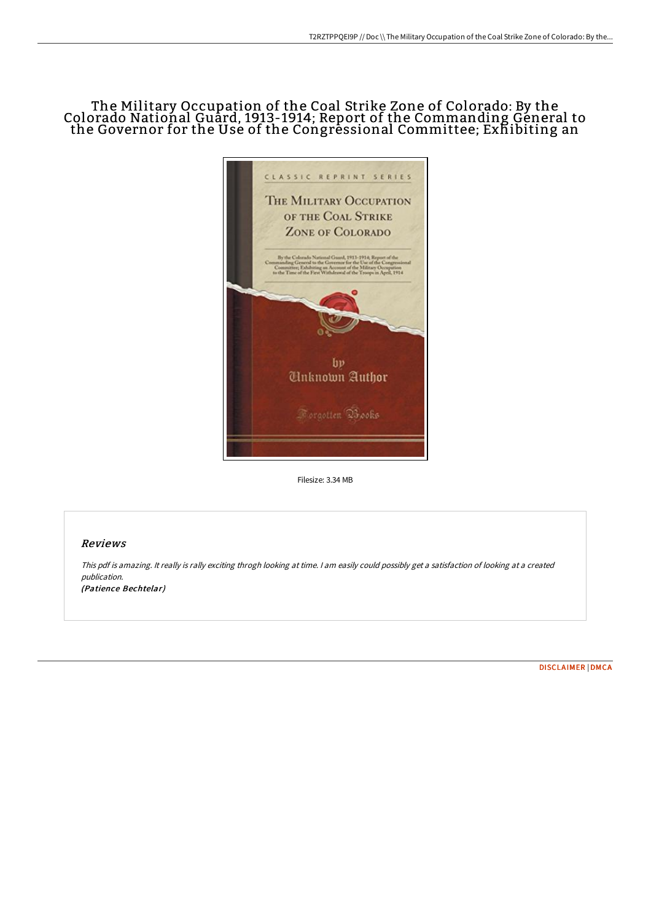# The Military Occupation of the Coal Strike Zone of Colorado: By the Colorado National Guard, 1913-1914; Report of the Commanding General to the Governor for the Use of the Congressional Committee; Exhibiting an

Filesize: 3.34 MB

## Reviews

*This pdf is amazing. It really is rally exciting throgh looking at time. I am easily could possibly get a satisfaction of looking at a created publication.*

*(Patience Bechtelar)*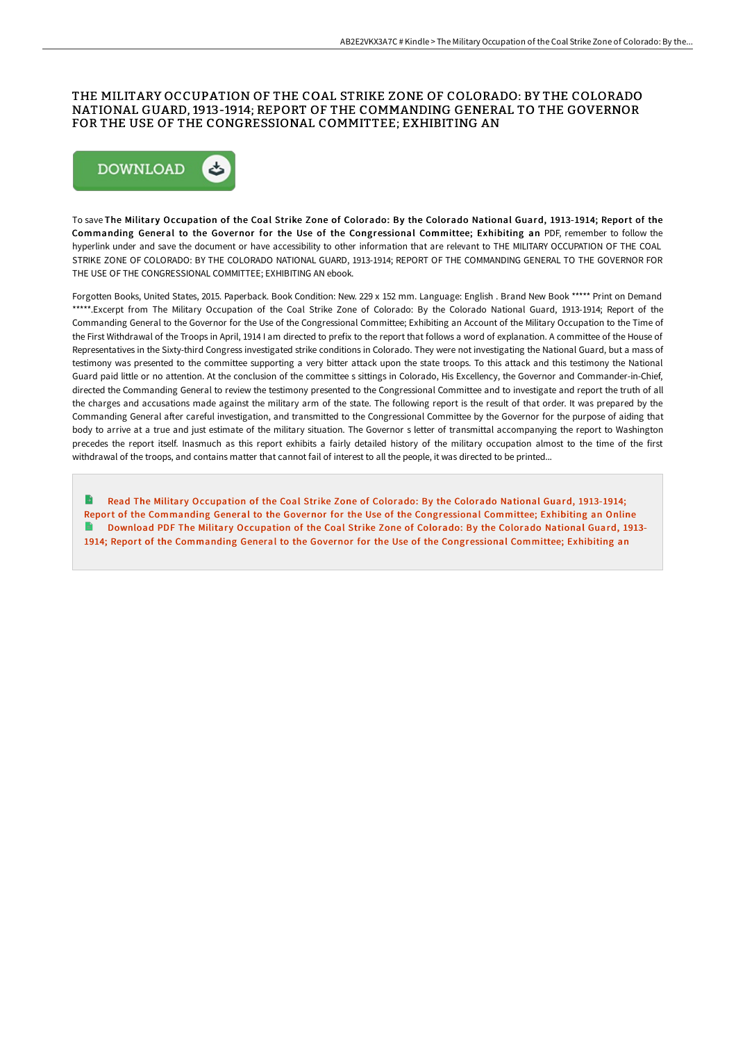# THE MILITARY OCCUPATION OF THE COAL STRIKE ZONE OF COLORADO: BY THE COLORADO NATIONAL GUARD, 1913-1914; REPORT OF THE COMMANDING GENERAL TO THE GOVERNOR FOR THE USE OF THE CONGRESSIONAL COMMITTEE; EXHIBITING AN

DOWNLOAD

To save **The Military Occupation of the Coal Strike Zone of Colorado: By the Colorado National Guard, 1913-1914; Report of the Commanding General to the Governor for the Use of the Congressional Committee; Exhibiting an** PDF, remember to follow the hyperlink under and save the document or have accessibility to other information that are relevant to THE MILITARY OCCUPATION OF THE COAL STRIKE ZONE OF COLORADO: BY THE COLORADO NATIONAL GUARD, 1913-1914; REPORT OF THE COMMANDING GENERAL TO THE GOVERNOR FOR THE USE OF THE CONGRESSIONAL COMMITTEE; EXHIBITING AN ebook.

Forgotten Books, United States, 2015. Paperback. Book Condition: New. 229 x 152 mm. Language: English . Brand New Book ***** Print on Demand *****.Excerpt from The Military Occupation of the Coal Strike Zone of Colorado: By the Colorado National Guard, 1913-1914; Report of the Commanding General to the Governor for the Use of the Congressional Committee; Exhibiting an Account of the Military Occupation to the Time of the First Withdrawal of the Troops in April, 1914 I am directed to prefix to the report that follows a word of explanation. A committee of the House of Representatives in the Sixty-third Congress investigated strike conditions in Colorado. They were not investigating the National Guard, but a mass of testimony was presented to the committee supporting a very bitter attack upon the state troops. To this attack and this testimony the National Guard paid little or no attention. At the conclusion of the committee s sittings in Colorado, His Excellency, the Governor and Commander-in-Chief, directed the Commanding General to review the testimony presented to the Congressional Committee and to investigate and report the truth of all the charges and accusations made against the military arm of the state. The following report is the result of that order. It was prepared by the Commanding General after careful investigation, and transmitted to the Congressional Committee by the Governor for the purpose of aiding that body to arrive at a true and just estimate of the military situation. The Governor s letter of transmittal accompanying the report to Washington precedes the report itself. Inasmuch as this report exhibits a fairly detailed history of the military occupation almost to the time of the first withdrawal of the troops, and contains matter that cannot fail of interest to all the people, it was directed to be printed...

Read The Military Occupation of the Coal Strike Zone of Colorado: By the Colorado National Guard, 1913-1914; Report of the Commanding General to the Governor for the Use of the Congressional Committee; Exhibiting an Online

Download PDF The Military Occupation of the Coal Strike Zone of Colorado: By the Colorado National Guard, 1913-1914; Report of the Commanding General to the Governor for the Use of the Congressional Committee; Exhibiting an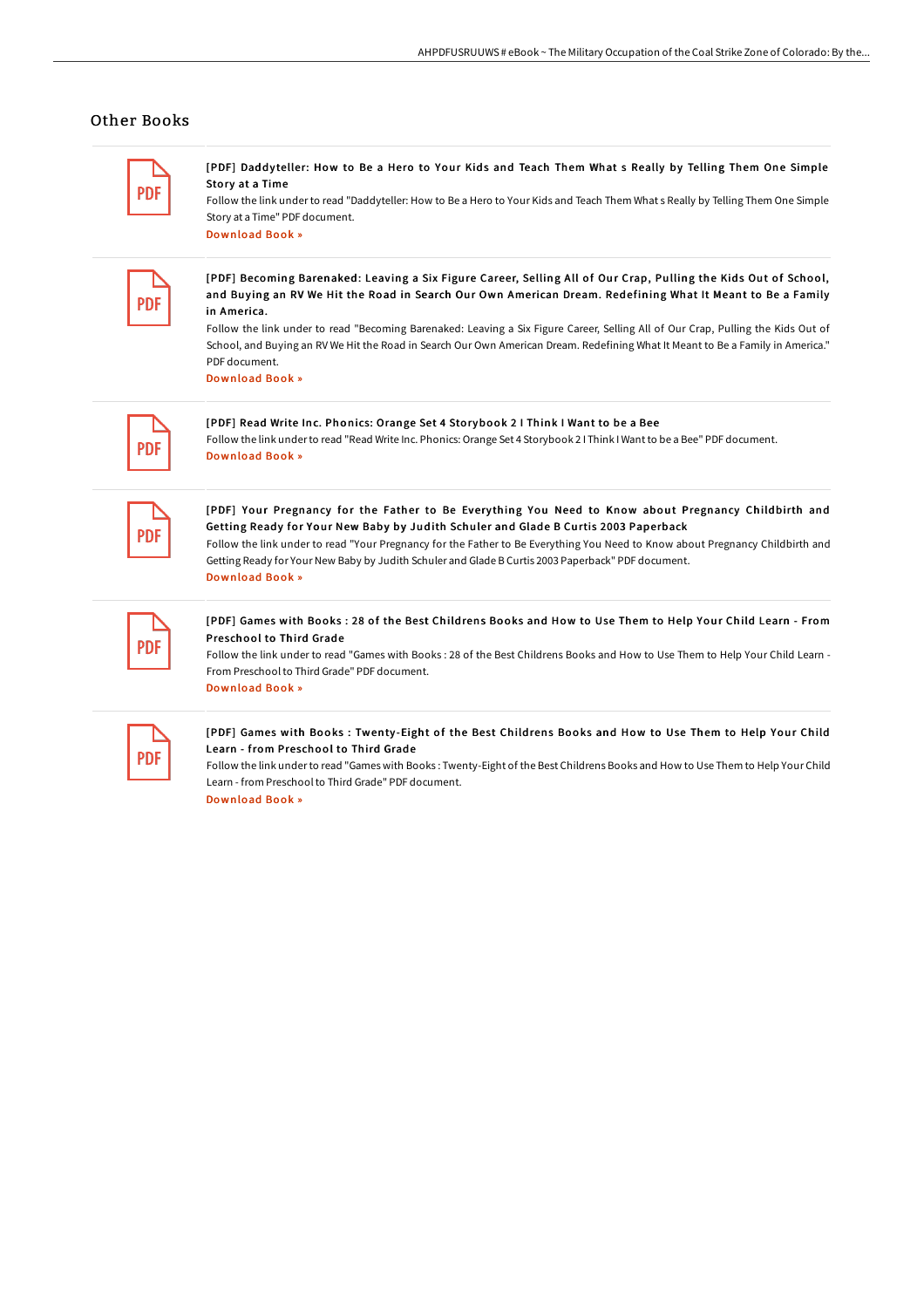## Other Books

[PDF] Daddyteller: How to Be a Hero to Your Kids and Teach Them What s Really by Telling Them One Simple Story at a Time

Follow the link under to read "Daddyteller: How to Be a Hero to Your Kids and Teach Them What s Really by Telling Them One Simple Story at a Time" PDF document.

Download Book »

[PDF] Becoming Barenaked: Leaving a Six Figure Career, Selling All of Our Crap, Pulling the Kids Out of School, and Buying an RV We Hit the Road in Search Our Own American Dream. Redefining What It Meant to Be a Family in America.

Follow the link under to read "Becoming Barenaked: Leaving a Six Figure Career, Selling All of Our Crap, Pulling the Kids Out of School, and Buying an RV We Hit the Road in Search Our Own American Dream. Redefining What It Meant to Be a Family in America." PDF document.

Download Book »

[PDF] Read Write Inc. Phonics: Orange Set 4 Storybook 2 I Think I Want to be a Bee

Follow the link under to read "Read Write Inc. Phonics: Orange Set 4 Storybook 2 I Think I Want to be a Bee" PDF document.

Download Book »

[PDF] Your Pregnancy for the Father to Be Everything You Need to Know about Pregnancy Childbirth and Getting Ready for Your New Baby by Judith Schuler and Glade B Curtis 2003 Paperback

Follow the link under to read "Your Pregnancy for the Father to Be Everything You Need to Know about Pregnancy Childbirth and Getting Ready for Your New Baby by Judith Schuler and Glade B Curtis 2003 Paperback" PDF document.

Download Book »

[PDF] Games with Books : 28 of the Best Childrens Books and How to Use Them to Help Your Child Learn - From Preschool to Third Grade

Follow the link under to read "Games with Books : 28 of the Best Childrens Books and How to Use Them to Help Your Child Learn - From Preschool to Third Grade" PDF document.

Download Book »

[PDF] Games with Books : Twenty-Eight of the Best Childrens Books and How to Use Them to Help Your Child Learn - from Preschool to Third Grade

Follow the link under to read "Games with Books : Twenty-Eight of the Best Childrens Books and How to Use Them to Help Your Child Learn - from Preschool to Third Grade" PDF document.

Download Book »